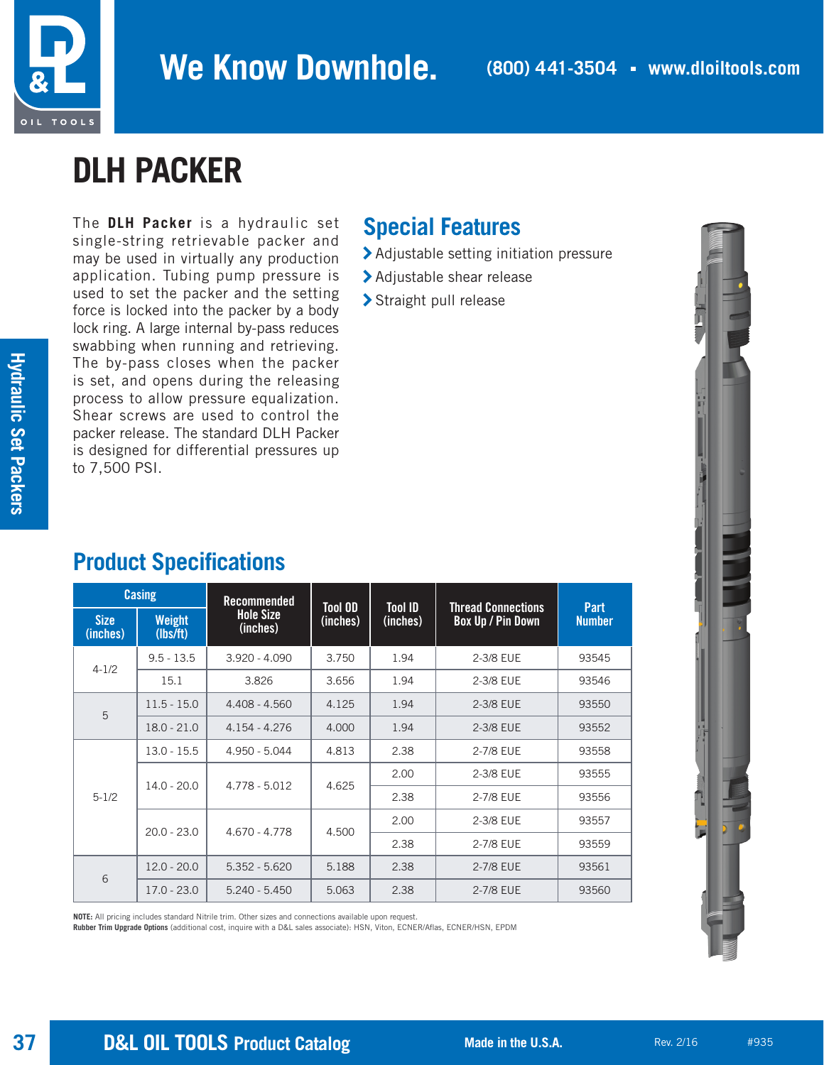# DLH PACKER

The **DLH Packer** is a hydraulic set single-string retrievable packer and may be used in virtually any production application. Tubing pump pressure is used to set the packer and the setting force is locked into the packer by a body lock ring. A large internal by-pass reduces swabbing when running and retrieving. The by-pass closes when the packer is set, and opens during the releasing process to allow pressure equalization. Shear screws are used to control the packer release. The standard DLH Packer is designed for differential pressures up to 7,500 PSI.

## Special Features

- Adjustable setting initiation pressure
- Adjustable shear release
- Straight pull release

## Product Specifications

| Casing | | Recommended Hole Size (inches) | Tool OD (inches) | Tool ID (inches) | Thread Connections Box Up / Pin Down | Part Number |
|---|---|---|---|---|---|---|
| Size (inches) | Weight (lbs/ft) | | | | | |
| 4-1/2 | 9.5 - 13.5 | 3.920 - 4.090 | 3.750 | 1.94 | 2-3/8 EUE | 93545 |
| | 15.1 | 3.826 | 3.656 | 1.94 | 2-3/8 EUE | 93546 |
| 5 | 11.5 - 15.0 | 4.408 - 4.560 | 4.125 | 1.94 | 2-3/8 EUE | 93550 |
| | 18.0 - 21.0 | 4.154 - 4.276 | 4.000 | 1.94 | 2-3/8 EUE | 93552 |
| 5-1/2 | 13.0 - 15.5 | 4.950 - 5.044 | 4.813 | 2.38 | 2-7/8 EUE | 93558 |
| | 14.0 - 20.0 | 4.778 - 5.012 | 4.625 | 2.00 | 2-3/8 EUE | 93555 |
| | | | | 2.38 | 2-7/8 EUE | 93556 |
| | 20.0 - 23.0 | 4.670 - 4.778 | 4.500 | 2.00 | 2-3/8 EUE | 93557 |
| | | | | 2.38 | 2-7/8 EUE | 93559 |
| 6 | 12.0 - 20.0 | 5.352 - 5.620 | 5.188 | 2.38 | 2-7/8 EUE | 93561 |
| | 17.0 - 23.0 | 5.240 - 5.450 | 5.063 | 2.38 | 2-7/8 EUE | 93560 |

**NOTE:** All pricing includes standard Nitrile trim. Other sizes and connections available upon request.
**Rubber Trim Upgrade Options** (additional cost, inquire with a D&L sales associate): HSN, Viton, ECNER/Aflas, ECNER/HSN, EPDM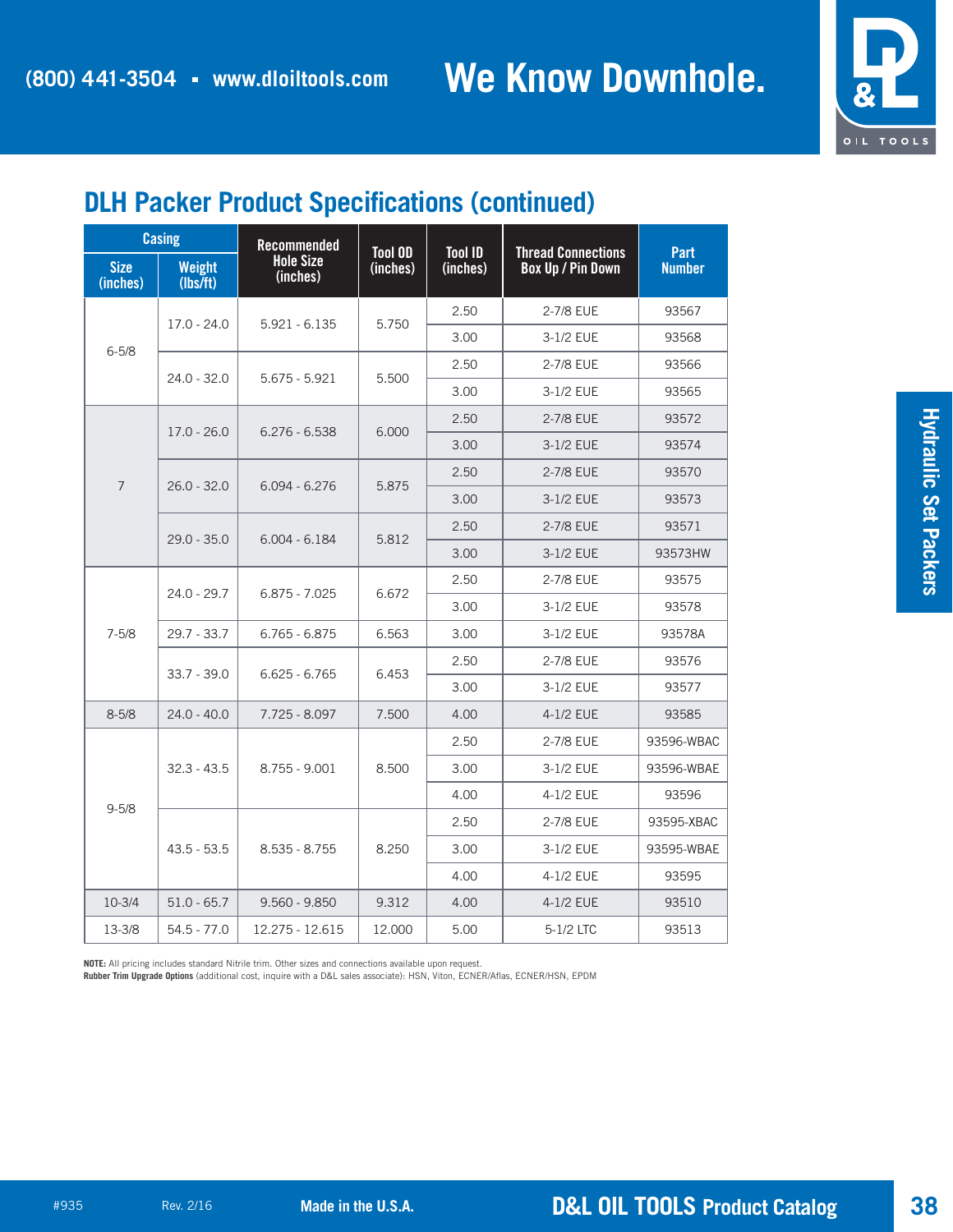## DLH Packer Product Specifications (continued)

| Casing | | Recommended Hole Size (inches) | Tool OD (inches) | Tool ID (inches) | Thread Connections Box Up / Pin Down | Part Number |
|---|---|---|---|---|---|---|
| Size (inches) | Weight (lbs/ft) | | | | | |
| 6-5/8 | 17.0 - 24.0 | 5.921 - 6.135 | 5.750 | 2.50 | 2-7/8 EUE | 93567 |
| | | | | 3.00 | 3-1/2 EUE | 93568 |
| | 24.0 - 32.0 | 5.675 - 5.921 | 5.500 | 2.50 | 2-7/8 EUE | 93566 |
| | | | | 3.00 | 3-1/2 EUE | 93565 |
| 7 | 17.0 - 26.0 | 6.276 - 6.538 | 6.000 | 2.50 | 2-7/8 EUE | 93572 |
| | | | | 3.00 | 3-1/2 EUE | 93574 |
| | 26.0 - 32.0 | 6.094 - 6.276 | 5.875 | 2.50 | 2-7/8 EUE | 93570 |
| | | | | 3.00 | 3-1/2 EUE | 93573 |
| | 29.0 - 35.0 | 6.004 - 6.184 | 5.812 | 2.50 | 2-7/8 EUE | 93571 |
| | | | | 3.00 | 3-1/2 EUE | 93573HW |
| 7-5/8 | 24.0 - 29.7 | 6.875 - 7.025 | 6.672 | 2.50 | 2-7/8 EUE | 93575 |
| | | | | 3.00 | 3-1/2 EUE | 93578 |
| | 29.7 - 33.7 | 6.765 - 6.875 | 6.563 | 3.00 | 3-1/2 EUE | 93578A |
| | 33.7 - 39.0 | 6.625 - 6.765 | 6.453 | 2.50 | 2-7/8 EUE | 93576 |
| | | | | 3.00 | 3-1/2 EUE | 93577 |
| 8-5/8 | 24.0 - 40.0 | 7.725 - 8.097 | 7.500 | 4.00 | 4-1/2 EUE | 93585 |
| 9-5/8 | 32.3 - 43.5 | 8.755 - 9.001 | 8.500 | 2.50 | 2-7/8 EUE | 93596-WBAC |
| | | | | 3.00 | 3-1/2 EUE | 93596-WBAE |
| | | | | 4.00 | 4-1/2 EUE | 93596 |
| | 43.5 - 53.5 | 8.535 - 8.755 | 8.250 | 2.50 | 2-7/8 EUE | 93595-XBAC |
| | | | | 3.00 | 3-1/2 EUE | 93595-WBAE |
| | | | | 4.00 | 4-1/2 EUE | 93595 |
| 10-3/4 | 51.0 - 65.7 | 9.560 - 9.850 | 9.312 | 4.00 | 4-1/2 EUE | 93510 |
| 13-3/8 | 54.5 - 77.0 | 12.275 - 12.615 | 12.000 | 5.00 | 5-1/2 LTC | 93513 |

**NOTE:** All pricing includes standard Nitrile trim. Other sizes and connections available upon request.
**Rubber Trim Upgrade Options** (additional cost, inquire with a D&L sales associate): HSN, Viton, ECNER/Aflas, ECNER/HSN, EPDM